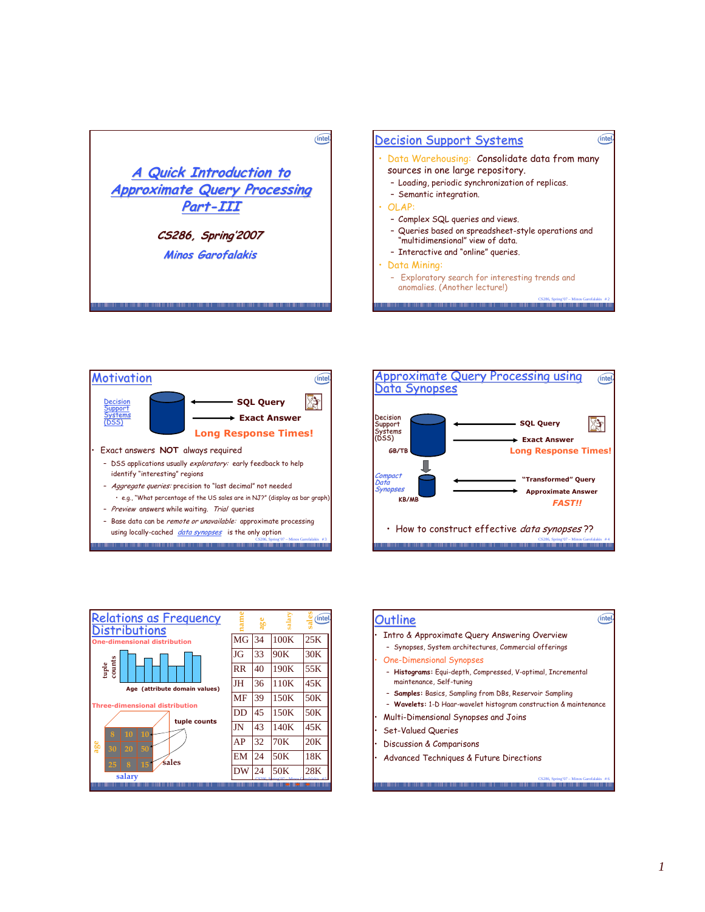# A Quick Introduction to Approximate Query Processing Part-III

*CS286, Spring'2007*

*Minos Garofalakis*

## Decision Support Systems

- Data Warehousing: Consolidate data from many sources in one large repository.
  - Loading, periodic synchronization of replicas.
  - Semantic integration.
- OLAP:
  - Complex SQL queries and views.
  - Queries based on spreadsheet-style operations and "multidimensional" view of data.
  - Interactive and "online" queries.
- Data Mining:
  - Exploratory search for interesting trends and anomalies. (Another lecture!)

## Motivation

Decision Support Systems (DSS) ← SQL Query; Exact Answer →

**Long Response Times!**

- Exact answers NOT always required
  - DSS applications usually *exploratory:* early feedback to help identify "interesting" regions
  - *Aggregate queries:* precision to "last decimal" not needed
    - e.g., "What percentage of the US sales are in NJ?" (display as bar graph)
  - *Preview* answers while waiting. *Trial* queries
  - Base data can be *remote or unavailable:* approximate processing using locally-cached *data synopses* is the only option

## Approximate Query Processing using Data Synopses

Decision Support Systems (DSS) — GB/TB ← SQL Query; Exact Answer → **Long Response Times!**

Compact Data Synopses — KB/MB ← "Transformed" Query; Approximate Answer → **FAST!!**

- How to construct effective *data synopses* ??

## Relations as Frequency Distributions

**One-dimensional distribution**

tuple counts vs. Age (attribute domain values)

**Three-dimensional distribution**

tuple counts; axes: age, salary, sales

| 8 | 10 | 10 |
|---|---|---|
| 30 | 20 | 50 |
| 25 | 8 | 15 |

| name | age | salary | sales |
|---|---|---|---|
| MG | 34 | 100K | 25K |
| JG | 33 | 90K | 30K |
| RR | 40 | 190K | 55K |
| JH | 36 | 110K | 45K |
| MF | 39 | 150K | 50K |
| DD | 45 | 150K | 50K |
| JN | 43 | 140K | 45K |
| AP | 32 | 70K | 20K |
| EM | 24 | 50K | 18K |
| DW | 24 | 50K | 28K |

## Outline

- Intro & Approximate Query Answering Overview
  - Synopses, System architectures, Commercial offerings
- One-Dimensional Synopses
  - **Histograms:** Equi-depth, Compressed, V-optimal, Incremental maintenance, Self-tuning
  - **Samples:** Basics, Sampling from DBs, Reservoir Sampling
  - **Wavelets:** 1-D Haar-wavelet histogram construction & maintenance
- Multi-Dimensional Synopses and Joins
- Set-Valued Queries
- Discussion & Comparisons
- Advanced Techniques & Future Directions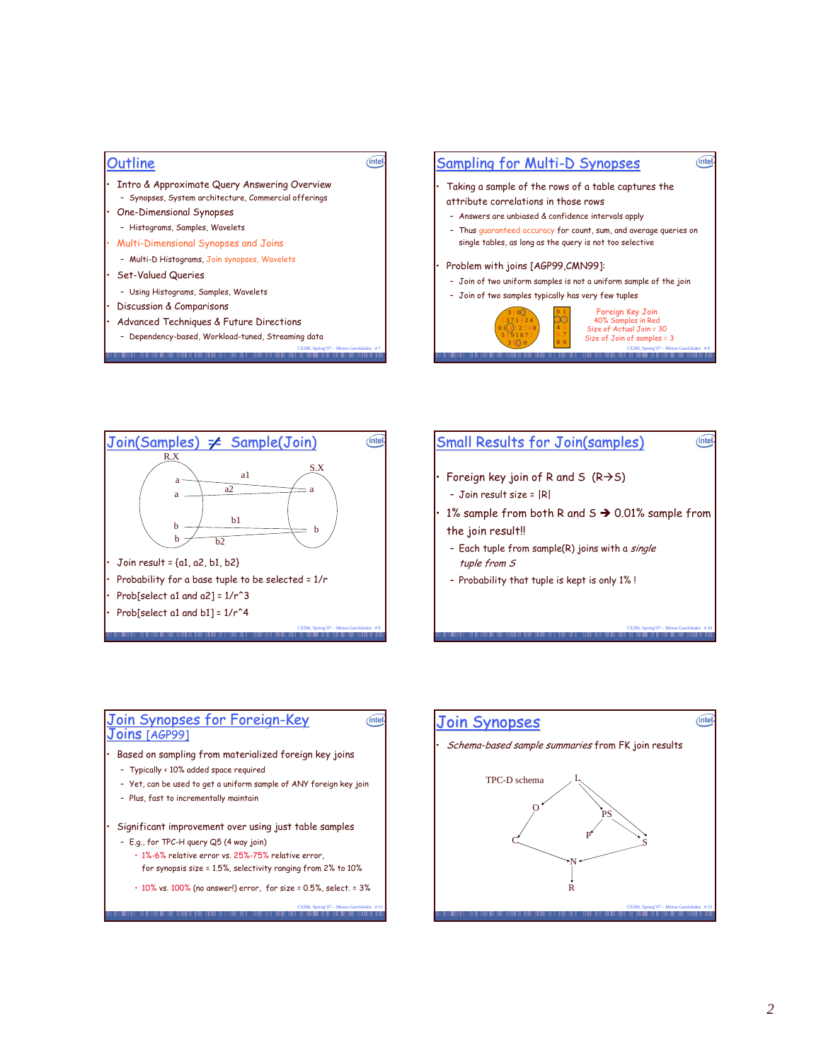## Outline

- Intro & Approximate Query Answering Overview
  - Synopses, System architecture, Commercial offerings
- One-Dimensional Synopses
  - Histograms, Samples, Wavelets
- Multi-Dimensional Synopses and Joins
  - Multi-D Histograms, Join synopses, Wavelets
- Set-Valued Queries
  - Using Histograms, Samples, Wavelets
- Discussion & Comparisons
- Advanced Techniques & Future Directions
  - Dependency-based, Workload-tuned, Streaming data

## Sampling for Multi-D Synopses

- Taking a sample of the rows of a table captures the attribute correlations in those rows
  - Answers are unbiased & confidence intervals apply
  - Thus guaranteed accuracy for count, sum, and average queries on single tables, as long as the query is not too selective
- Problem with joins [AGP99,CMN99]:
  - Join of two uniform samples is not a uniform sample of the join
  - Join of two samples typically has very few tuples

Foreign Key Join
40% Samples in Red
Size of Actual Join = 30
Size of Join of samples = 3

## Join(Samples) ≠ Sample(Join)

R.X: a, a, b, b — S.X: a, b — edges a1, a2, b1, b2

- Join result = {a1, a2, b1, b2}
- Probability for a base tuple to be selected = 1/r
- Prob[select a1 and a2] = 1/r^3
- Prob[select a1 and b1] = 1/r^4

## Small Results for Join(samples)

- Foreign key join of R and S (R→S)
  - Join result size = |R|
- 1% sample from both R and S → 0.01% sample from the join result!!
  - Each tuple from sample(R) joins with a *single tuple from S*
  - Probability that tuple is kept is only 1% !

## Join Synopses for Foreign-Key Joins [AGP99]

- Based on sampling from materialized foreign key joins
  - Typically < 10% added space required
  - Yet, can be used to get a uniform sample of ANY foreign key join
  - Plus, fast to incrementally maintain
- Significant improvement over using just table samples
  - E.g., for TPC-H query Q5 (4 way join)
    - 1%-6% relative error vs. 25%-75% relative error, for synopsis size = 1.5%, selectivity ranging from 2% to 10%
    - 10% vs. 100% (no answer!) error, for size = 0.5%, select. = 3%

## Join Synopses

- *Schema-based sample summaries* from FK join results

TPC-D schema: L → O, L → PS, L → S, O → C, PS → P, PS → S, C → N, S → N, N → R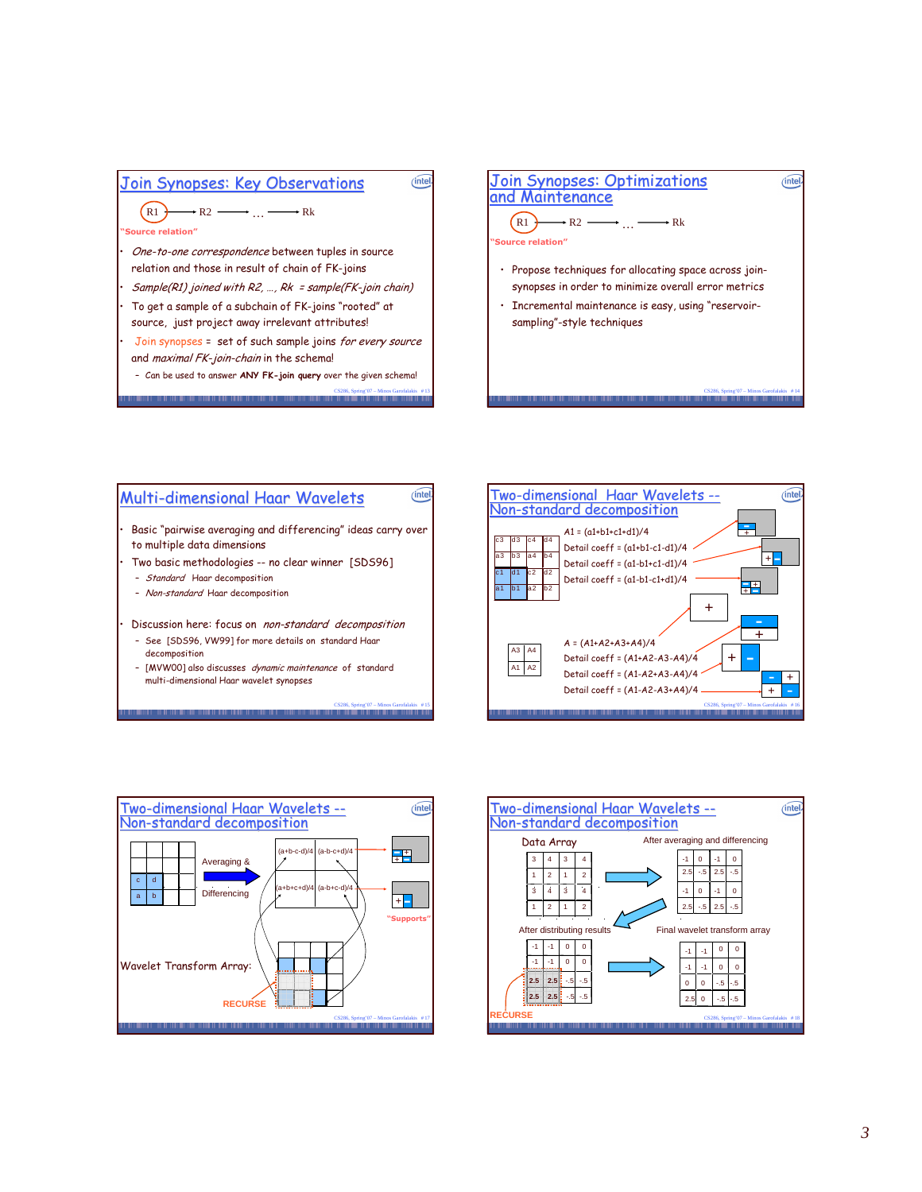## Join Synopses: Key Observations

R1 → R2 → … → Rk

"Source relation"

- *One-to-one correspondence* between tuples in source relation and those in result of chain of FK-joins
- *Sample(R1) joined with R2, …, Rk = sample(FK-join chain)*
- To get a sample of a subchain of FK-joins "rooted" at source, just project away irrelevant attributes!
- Join synopses = set of such sample joins *for every source* and *maximal FK-join-chain* in the schema!
  - Can be used to answer **ANY FK-join query** over the given schema!

## Join Synopses: Optimizations and Maintenance

R1 → R2 → … → Rk

"Source relation"

- Propose techniques for allocating space across join-synopses in order to minimize overall error metrics
- Incremental maintenance is easy, using "reservoir-sampling"-style techniques

## Multi-dimensional Haar Wavelets

- Basic "pairwise averaging and differencing" ideas carry over to multiple data dimensions
- Two basic methodologies -- no clear winner [SDS96]
  - *Standard* Haar decomposition
  - *Non-standard* Haar decomposition
- Discussion here: focus on *non-standard decomposition*
  - See [SDS96, VW99] for more details on standard Haar decomposition
  - [MVW00] also discusses *dynamic maintenance* of standard multi-dimensional Haar wavelet synopses

## Two-dimensional Haar Wavelets -- Non-standard decomposition

| c3 | d3 | c4 | d4 |
|---|---|---|---|
| a3 | b3 | a4 | b4 |
| c1 | d1 | c2 | d2 |
| a1 | b1 | a2 | b2 |

A1 = (a1+b1+c1+d1)/4

Detail coeff = (a1+b1-c1-d1)/4

Detail coeff = (a1-b1+c1-d1)/4

Detail coeff = (a1-b1-c1+d1)/4

| A3 | A4 |
|---|---|
| A1 | A2 |

A = (A1+A2+A3+A4)/4

Detail coeff = (A1+A2-A3-A4)/4

Detail coeff = (A1-A2+A3-A4)/4

Detail coeff = (A1-A2-A3+A4)/4

## Two-dimensional Haar Wavelets -- Non-standard decomposition

| c | d |
|---|---|
| a | b |

Averaging & Differencing

| (a+b-c-d)/4 | (a-b-c+d)/4 |
|---|---|
| (a+b+c+d)/4 | (a-b+c-d)/4 |

"Supports"

Wavelet Transform Array:

RECURSE

## Two-dimensional Haar Wavelets -- Non-standard decomposition

Data Array

| 3 | 4 | 3 | 4 |
|---|---|---|---|
| 1 | 2 | 1 | 2 |
| 3 | 4 | 3 | 4 |
| 1 | 2 | 1 | 2 |

After averaging and differencing

| -1 | 0 | -1 | 0 |
|---|---|---|---|
| 2.5 | -.5 | 2.5 | -.5 |
| -1 | 0 | -1 | 0 |
| 2.5 | -.5 | 2.5 | -.5 |

After distributing results

| -1 | -1 | 0 | 0 |
|---|---|---|---|
| -1 | -1 | 0 | 0 |
| 2.5 | 2.5 | -.5 | -.5 |
| 2.5 | 2.5 | -.5 | -.5 |

Final wavelet transform array

| -1 | -1 | 0 | 0 |
|---|---|---|---|
| -1 | -1 | 0 | 0 |
| 0 | 0 | -.5 | -.5 |
| 2.5 | 0 | -.5 | -.5 |

RECURSE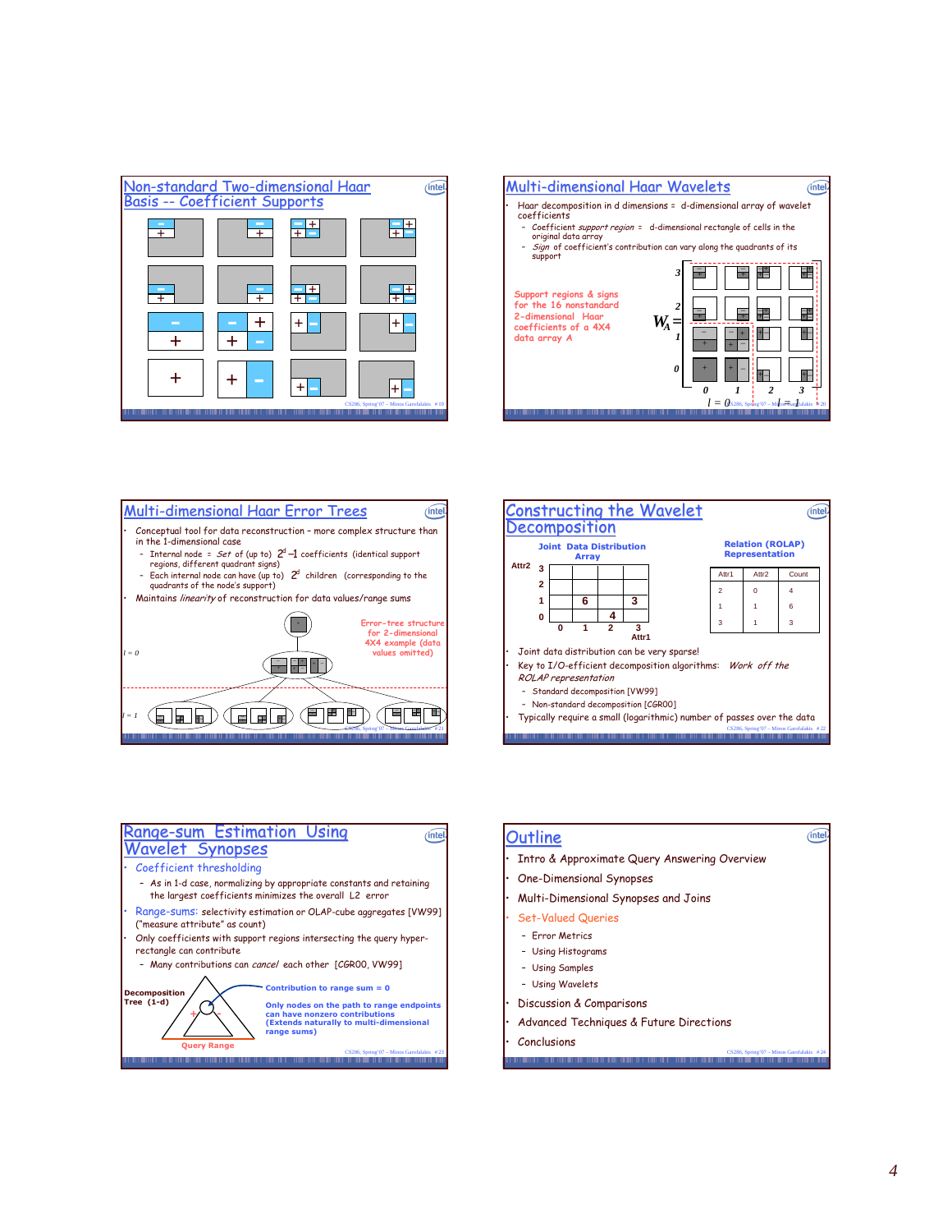## Non-standard Two-dimensional Haar Basis -- Coefficient Supports

## Multi-dimensional Haar Wavelets

- Haar decomposition in d dimensions = d-dimensional array of wavelet coefficients
  - Coefficient *support region* = d-dimensional rectangle of cells in the original data array
  - *Sign* of coefficient's contribution can vary along the quadrants of its support

Support regions & signs for the 16 nonstandard 2-dimensional Haar coefficients of a 4X4 data array A

$W_A =$

$l = 0$ $\quad$ $l = 1$

## Multi-dimensional Haar Error Trees

- Conceptual tool for data reconstruction – more complex structure than in the 1-dimensional case
  - Internal node = *Set* of (up to) $2^d - 1$ coefficients (identical support regions, different quadrant signs)
  - Each internal node can have (up to) $2^d$ children (corresponding to the quadrants of the node's support)
- Maintains *linearity* of reconstruction for data values/range sums

Error-tree structure for 2-dimensional 4X4 example (data values omitted)

$l = 0$

$l = 1$

## Constructing the Wavelet Decomposition

**Joint Data Distribution Array**

| Attr2 | | | | |
|---|---|---|---|---|
| 3 | | | | |
| 2 | | | | |
| 1 | | 6 | | 3 |
| 0 | | | 4 | |
| | 0 | 1 | 2 | 3 |

Attr1

**Relation (ROLAP) Representation**

| Attr1 | Attr2 | Count |
|---|---|---|
| 2 | 0 | 4 |
| 1 | 1 | 6 |
| 3 | 1 | 3 |

- Joint data distribution can be very sparse!
- Key to I/O-efficient decomposition algorithms: *Work off the ROLAP representation*
  - Standard decomposition [VW99]
  - Non-standard decomposition [CGR00]
- Typically require a small (logarithmic) number of passes over the data

## Range-sum Estimation Using Wavelet Synopses

- Coefficient thresholding
  - As in 1-d case, normalizing by appropriate constants and retaining the largest coefficients minimizes the overall L2 error
- Range-sums: selectivity estimation or OLAP-cube aggregates [VW99] ("measure attribute" as count)
- Only coefficients with support regions intersecting the query hyper-rectangle can contribute
  - Many contributions can *cancel* each other [CGR00, VW99]

**Decomposition Tree (1-d)**

**Contribution to range sum = 0**

**Only nodes on the path to range endpoints can have nonzero contributions (Extends naturally to multi-dimensional range sums)**

**Query Range**

## Outline

- Intro & Approximate Query Answering Overview
- One-Dimensional Synopses
- Multi-Dimensional Synopses and Joins
- Set-Valued Queries
  - Error Metrics
  - Using Histograms
  - Using Samples
  - Using Wavelets
- Discussion & Comparisons
- Advanced Techniques & Future Directions
- Conclusions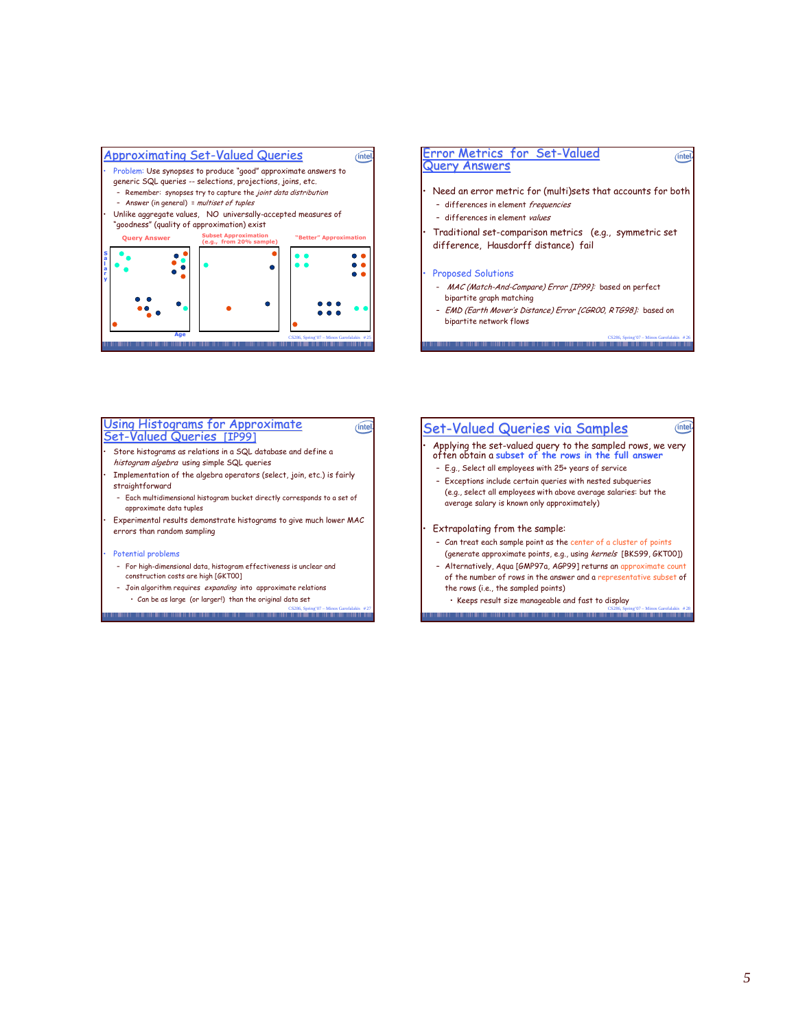## Approximating Set-Valued Queries

- Problem: Use synopses to produce "good" approximate answers to generic SQL queries -- selections, projections, joins, etc.
  - Remember: synopses try to capture the *joint data distribution*
  - Answer (in general) = *multiset of tuples*
- Unlike aggregate values, NO universally-accepted measures of "goodness" (quality of approximation) exist

Query Answer

Subset Approximation (e.g., from 20% sample)

"Better" Approximation

Salary

Age

## Error Metrics for Set-Valued Query Answers

- Need an error metric for (multi)sets that accounts for both
  - differences in element *frequencies*
  - differences in element *values*
- Traditional set-comparison metrics (e.g., symmetric set difference, Hausdorff distance) fail
- Proposed Solutions
  - *MAC (Match-And-Compare) Error [IP99]:* based on perfect bipartite graph matching
  - *EMD (Earth Mover's Distance) Error [CGR00, RTG98]:* based on bipartite network flows

## Using Histograms for Approximate Set-Valued Queries [IP99]

- Store histograms as relations in a SQL database and define a *histogram algebra* using simple SQL queries
- Implementation of the algebra operators (select, join, etc.) is fairly straightforward
  - Each multidimensional histogram bucket directly corresponds to a set of approximate data tuples
- Experimental results demonstrate histograms to give much lower MAC errors than random sampling
- Potential problems
  - For high-dimensional data, histogram effectiveness is unclear and construction costs are high [GKT00]
  - Join algorithm requires *expanding* into approximate relations
    - Can be as large (or larger!) than the original data set

## Set-Valued Queries via Samples

- Applying the set-valued query to the sampled rows, we very often obtain a **subset of the rows in the full answer**
  - E.g., Select all employees with 25+ years of service
  - Exceptions include certain queries with nested subqueries (e.g., select all employees with above average salaries: but the average salary is known only approximately)
- Extrapolating from the sample:
  - Can treat each sample point as the center of a cluster of points (generate approximate points, e.g., using *kernels* [BKS99, GKT00])
  - Alternatively, Aqua [GMP97a, AGP99] returns an approximate count of the number of rows in the answer and a representative subset of the rows (i.e., the sampled points)
    - Keeps result size manageable and fast to display